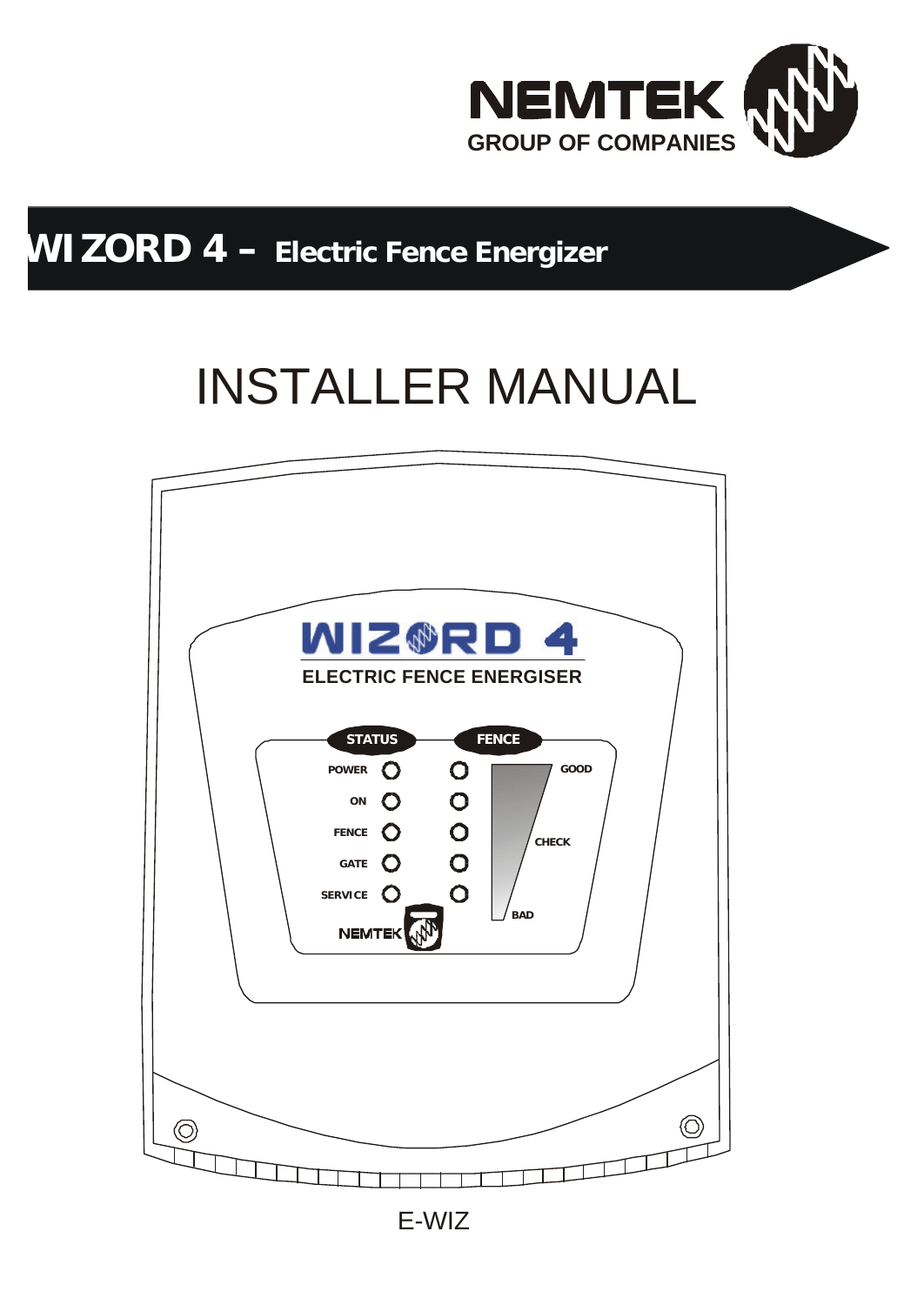NEMTEK
GROUP OF COMPANIES

# WIZORD 4 – Electric Fence Energizer

# INSTALLER MANUAL

WIZORD 4
ELECTRIC FENCE ENERGISER

STATUS: POWER, ON, FENCE, GATE, SERVICE

FENCE: GOOD, CHECK, BAD

NEMTEK

E-WIZ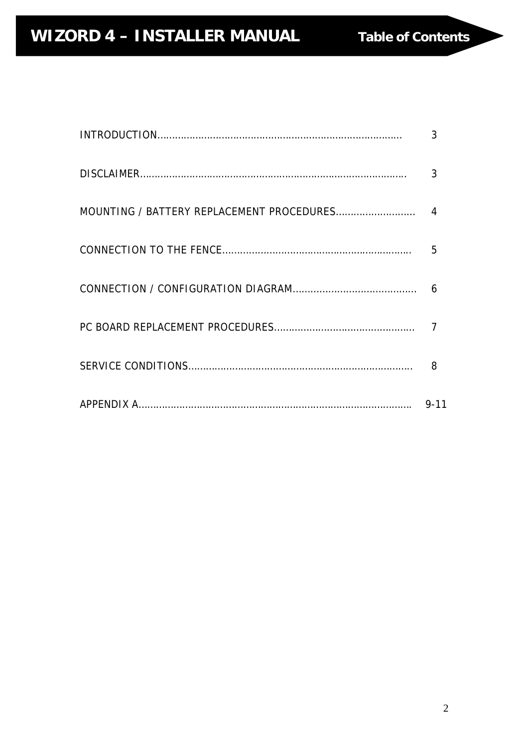# WIZORD 4 – INSTALLER MANUAL

## Table of Contents

| | |
|---|---|
| INTRODUCTION | 3 |
| DISCLAIMER | 3 |
| MOUNTING / BATTERY REPLACEMENT PROCEDURES | 4 |
| CONNECTION TO THE FENCE | 5 |
| CONNECTION / CONFIGURATION DIAGRAM | 6 |
| PC BOARD REPLACEMENT PROCEDURES | 7 |
| SERVICE CONDITIONS | 8 |
| APPENDIX A | 9-11 |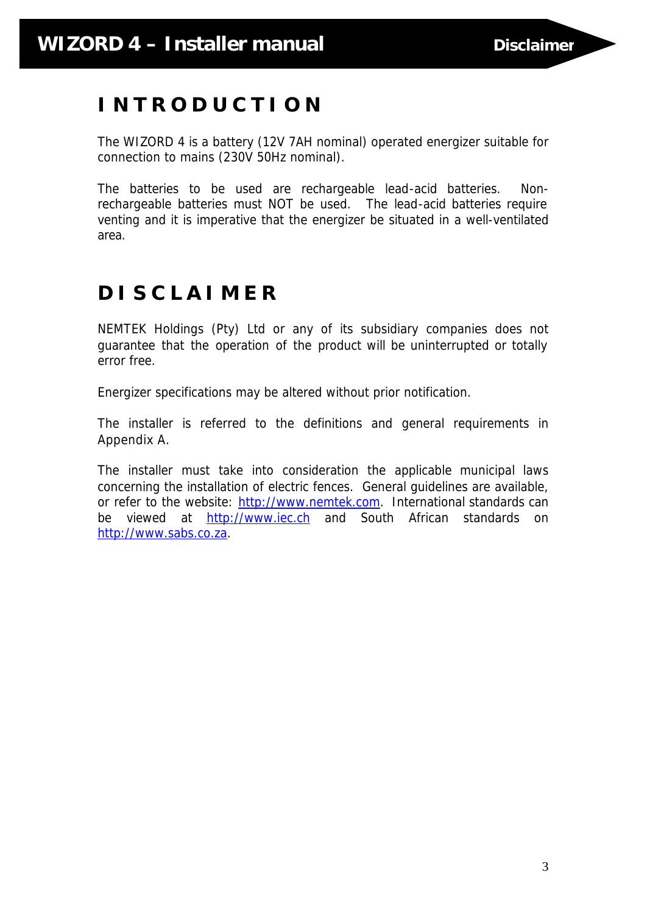# INTRODUCTION

The WIZORD 4 is a battery (12V 7AH nominal) operated energizer suitable for connection to mains (230V 50Hz nominal).

The batteries to be used are rechargeable lead-acid batteries. Non-rechargeable batteries must NOT be used. The lead-acid batteries require venting and it is imperative that the energizer be situated in a well-ventilated area.

# DISCLAIMER

NEMTEK Holdings (Pty) Ltd or any of its subsidiary companies does not guarantee that the operation of the product will be uninterrupted or totally error free.

Energizer specifications may be altered without prior notification.

The installer is referred to the definitions and general requirements in Appendix A.

The installer must take into consideration the applicable municipal laws concerning the installation of electric fences. General guidelines are available, or refer to the website: http://www.nemtek.com. International standards can be viewed at http://www.iec.ch and South African standards on http://www.sabs.co.za.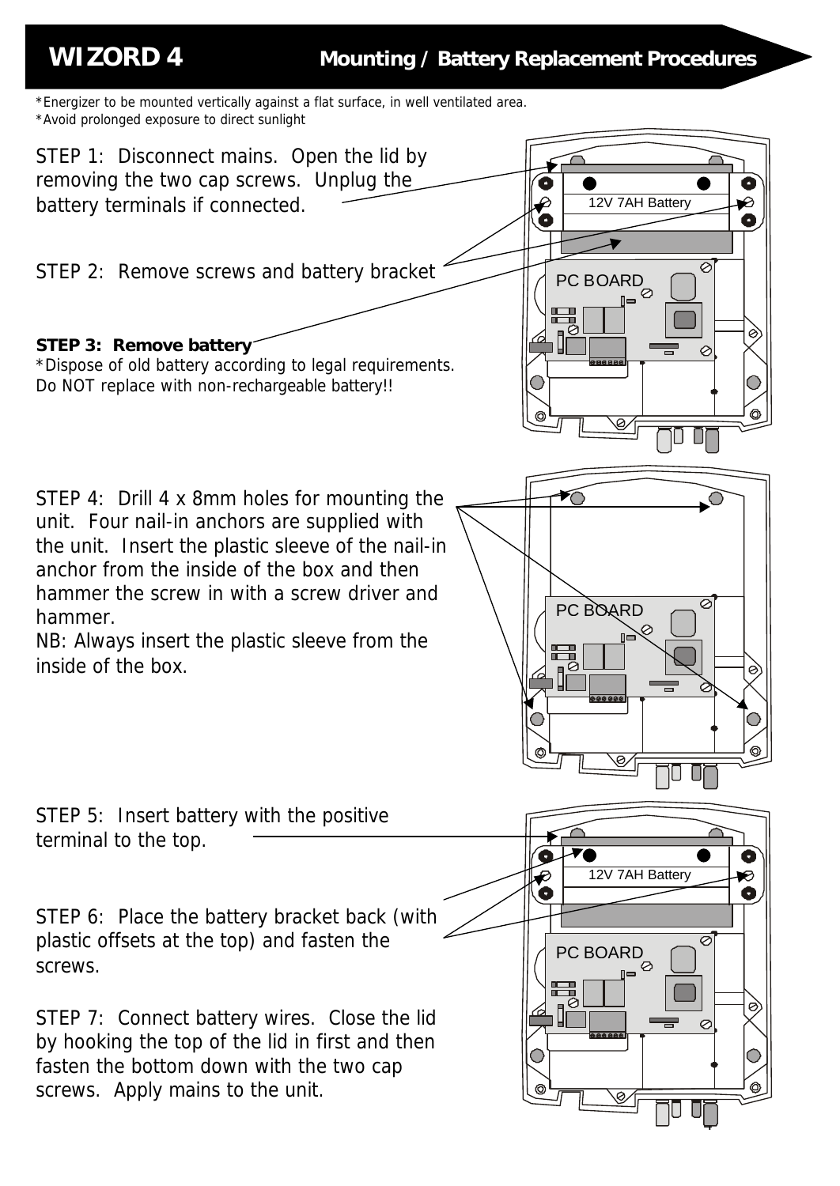# WIZORD 4 — Mounting / Battery Replacement Procedures

*Energizer to be mounted vertically against a flat surface, in well ventilated area.
*Avoid prolonged exposure to direct sunlight

STEP 1: Disconnect mains. Open the lid by removing the two cap screws. Unplug the battery terminals if connected.

STEP 2: Remove screws and battery bracket

**STEP 3: Remove battery**
*Dispose of old battery according to legal requirements. Do NOT replace with non-rechargeable battery!!

STEP 4: Drill 4 x 8mm holes for mounting the unit. Four nail-in anchors are supplied with the unit. Insert the plastic sleeve of the nail-in anchor from the inside of the box and then hammer the screw in with a screw driver and hammer.
NB: Always insert the plastic sleeve from the inside of the box.

STEP 5: Insert battery with the positive terminal to the top.

STEP 6: Place the battery bracket back (with plastic offsets at the top) and fasten the screws.

STEP 7: Connect battery wires. Close the lid by hooking the top of the lid in first and then fasten the bottom down with the two cap screws. Apply mains to the unit.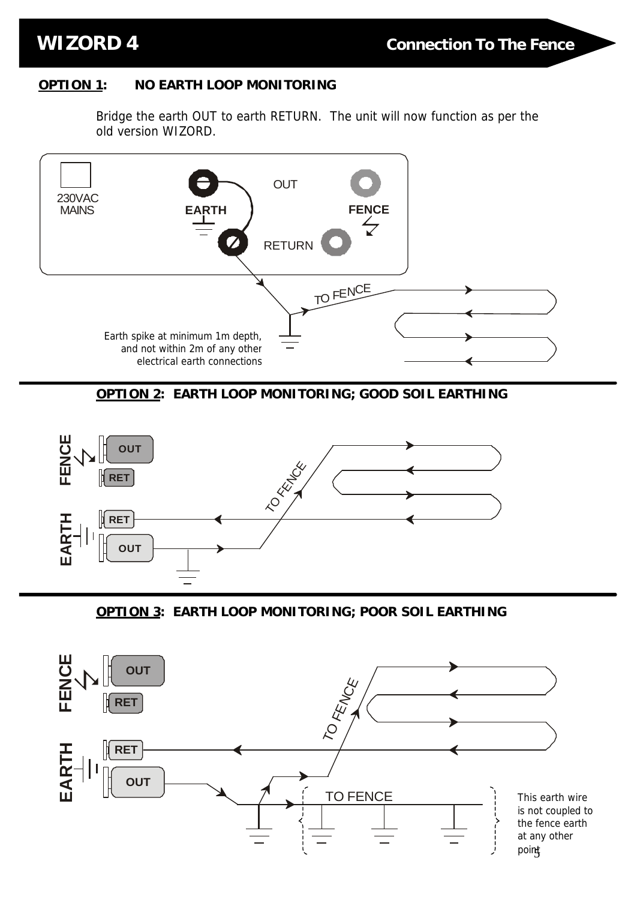## OPTION 1: NO EARTH LOOP MONITORING

Bridge the earth OUT to earth RETURN. The unit will now function as per the old version WIZORD.

230VAC MAINS

EARTH

OUT

FENCE

RETURN

TO FENCE

Earth spike at minimum 1m depth, and not within 2m of any other electrical earth connections

## OPTION 2: EARTH LOOP MONITORING; GOOD SOIL EARTHING

FENCE OUT

RET

TO FENCE

EARTH RET

OUT

## OPTION 3: EARTH LOOP MONITORING; POOR SOIL EARTHING

FENCE OUT

RET

TO FENCE

EARTH RET

OUT

TO FENCE

This earth wire is not coupled to the fence earth at any other point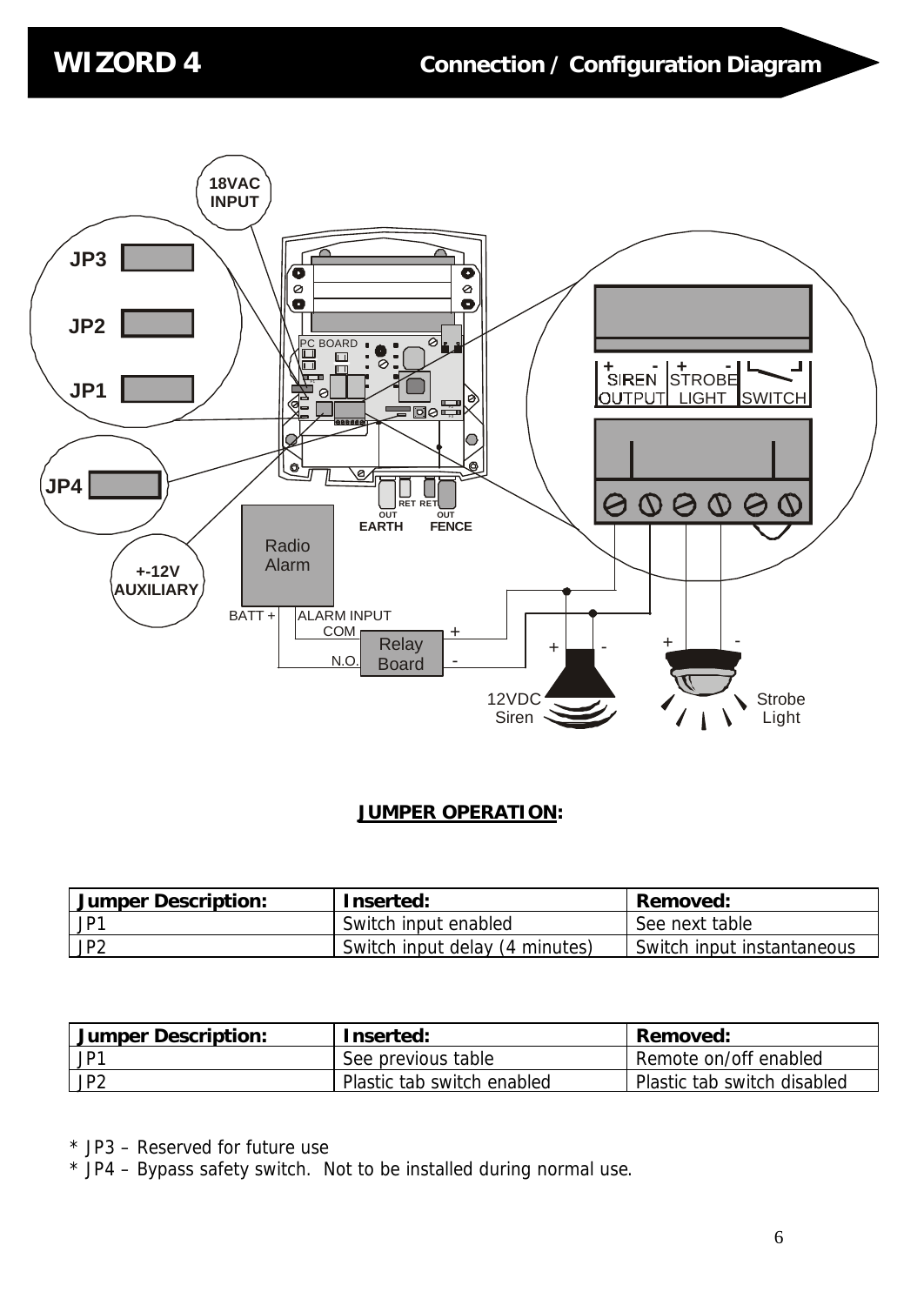# WIZORD 4

## Connection / Configuration Diagram

18VAC INPUT

JP3

JP2

JP1

JP4

+-12V AUXILIARY

PC BOARD

OUT RET RET OUT

EARTH FENCE

Radio Alarm

BATT + ALARM INPUT COM

N.O.

Relay Board

+ -

+ SIREN OUTPUT - + STROBE LIGHT - SWITCH

12VDC Siren

Strobe Light

**JUMPER OPERATION:**

| Jumper Description: | Inserted: | Removed: |
|---|---|---|
| JP1 | Switch input enabled | See next table |
| JP2 | Switch input delay (4 minutes) | Switch input instantaneous |

| Jumper Description: | Inserted: | Removed: |
|---|---|---|
| JP1 | See previous table | Remote on/off enabled |
| JP2 | Plastic tab switch enabled | Plastic tab switch disabled |

* JP3 – Reserved for future use
* JP4 – Bypass safety switch. Not to be installed during normal use.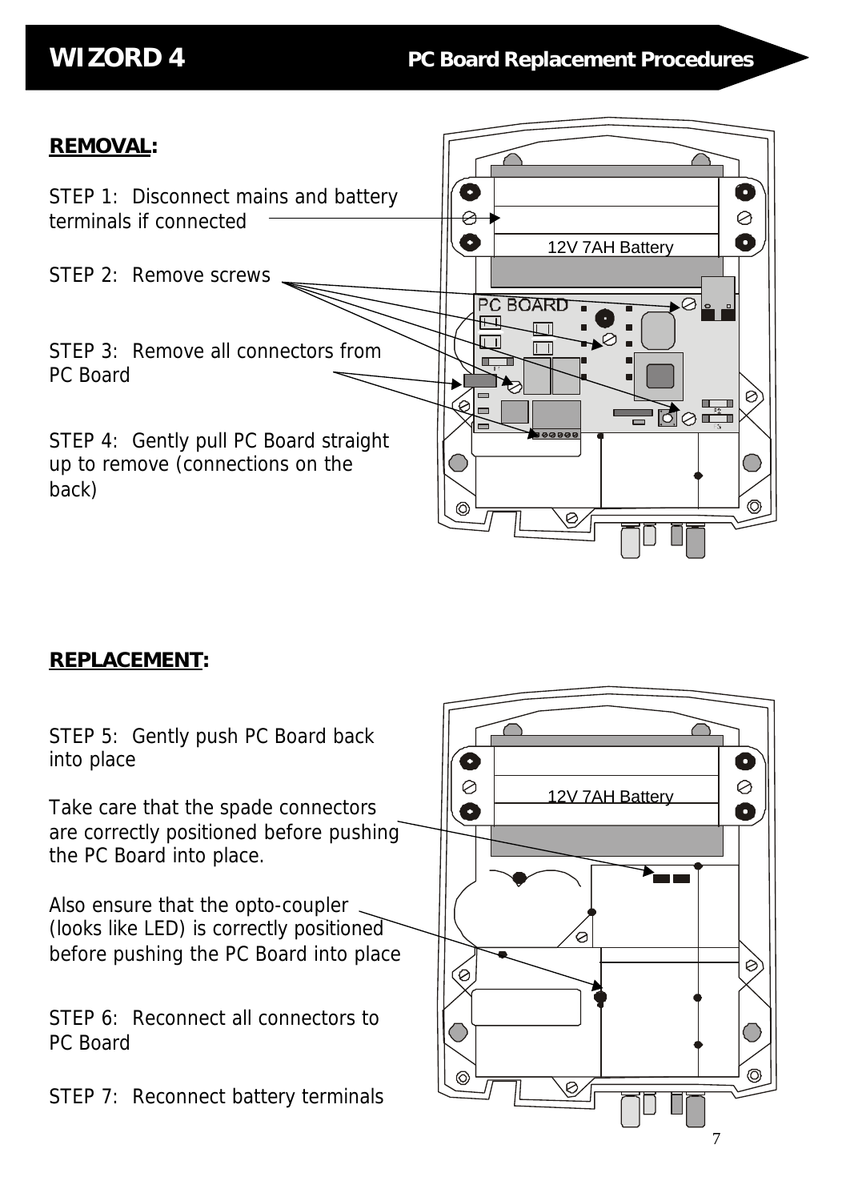# WIZORD 4

## PC Board Replacement Procedures

**REMOVAL:**

STEP 1: Disconnect mains and battery terminals if connected

STEP 2: Remove screws

STEP 3: Remove all connectors from PC Board

STEP 4: Gently pull PC Board straight up to remove (connections on the back)

12V 7AH Battery

PC BOARD

**REPLACEMENT:**

STEP 5: Gently push PC Board back into place

Take care that the spade connectors are correctly positioned before pushing the PC Board into place.

Also ensure that the opto-coupler (looks like LED) is correctly positioned before pushing the PC Board into place

STEP 6: Reconnect all connectors to PC Board

STEP 7: Reconnect battery terminals

12V 7AH Battery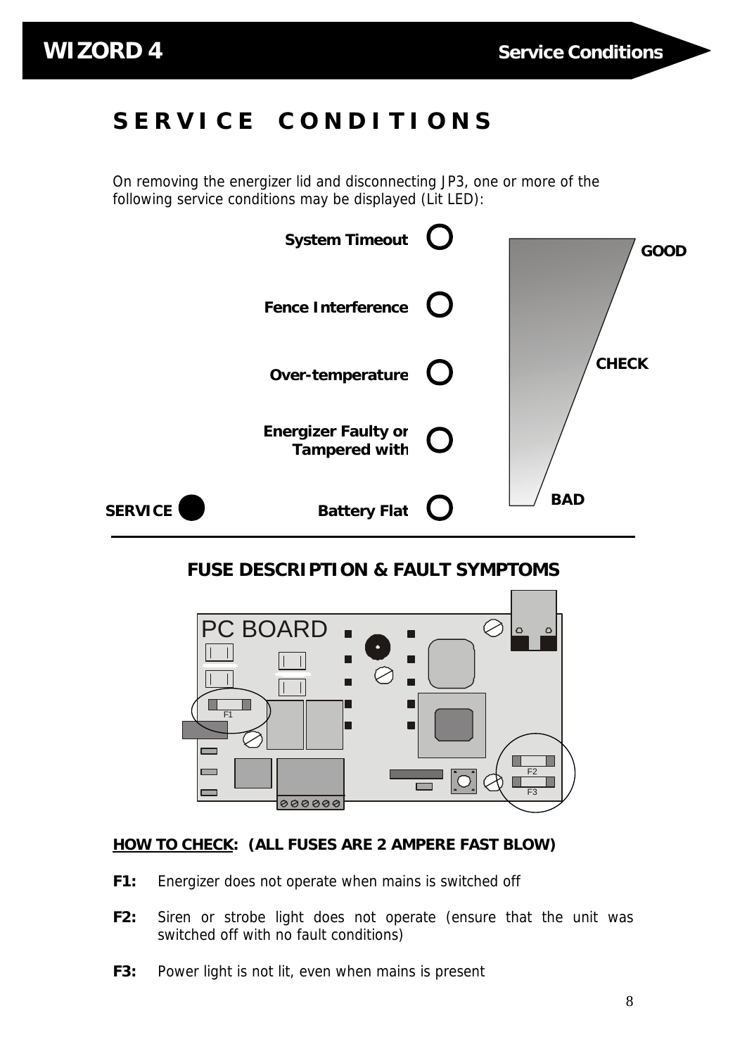# SERVICE CONDITIONS

On removing the energizer lid and disconnecting JP3, one or more of the following service conditions may be displayed (Lit LED):

- **System Timeout**
- **Fence Interference**
- **Over-temperature**
- **Energizer Faulty or Tampered with**
- **Battery Flat**

**SERVICE**

**GOOD**

**CHECK**

**BAD**

## FUSE DESCRIPTION & FAULT SYMPTOMS

PC BOARD

F1

F2

F3

**HOW TO CHECK: (ALL FUSES ARE 2 AMPERE FAST BLOW)**

**F1:** Energizer does not operate when mains is switched off

**F2:** Siren or strobe light does not operate (ensure that the unit was switched off with no fault conditions)

**F3:** Power light is not lit, even when mains is present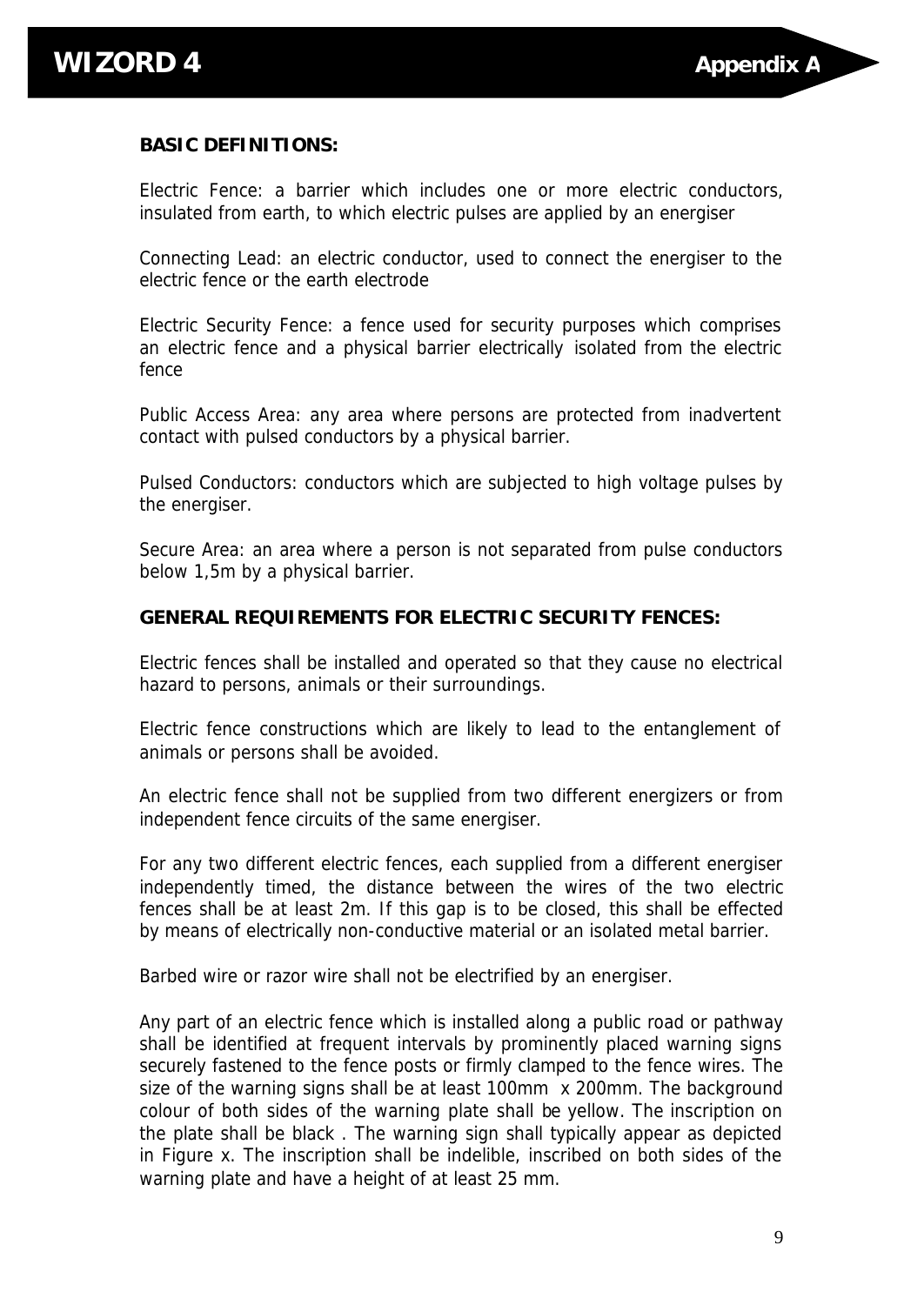**BASIC DEFINITIONS:**

Electric Fence: a barrier which includes one or more electric conductors, insulated from earth, to which electric pulses are applied by an energiser

Connecting Lead: an electric conductor, used to connect the energiser to the electric fence or the earth electrode

Electric Security Fence: a fence used for security purposes which comprises an electric fence and a physical barrier electrically isolated from the electric fence

Public Access Area: any area where persons are protected from inadvertent contact with pulsed conductors by a physical barrier.

Pulsed Conductors: conductors which are subjected to high voltage pulses by the energiser.

Secure Area: an area where a person is not separated from pulse conductors below 1,5m by a physical barrier.

**GENERAL REQUIREMENTS FOR ELECTRIC SECURITY FENCES:**

Electric fences shall be installed and operated so that they cause no electrical hazard to persons, animals or their surroundings.

Electric fence constructions which are likely to lead to the entanglement of animals or persons shall be avoided.

An electric fence shall not be supplied from two different energizers or from independent fence circuits of the same energiser.

For any two different electric fences, each supplied from a different energiser independently timed, the distance between the wires of the two electric fences shall be at least 2m. If this gap is to be closed, this shall be effected by means of electrically non-conductive material or an isolated metal barrier.

Barbed wire or razor wire shall not be electrified by an energiser.

Any part of an electric fence which is installed along a public road or pathway shall be identified at frequent intervals by prominently placed warning signs securely fastened to the fence posts or firmly clamped to the fence wires. The size of the warning signs shall be at least 100mm x 200mm. The background colour of both sides of the warning plate shall be yellow. The inscription on the plate shall be black . The warning sign shall typically appear as depicted in Figure x. The inscription shall be indelible, inscribed on both sides of the warning plate and have a height of at least 25 mm.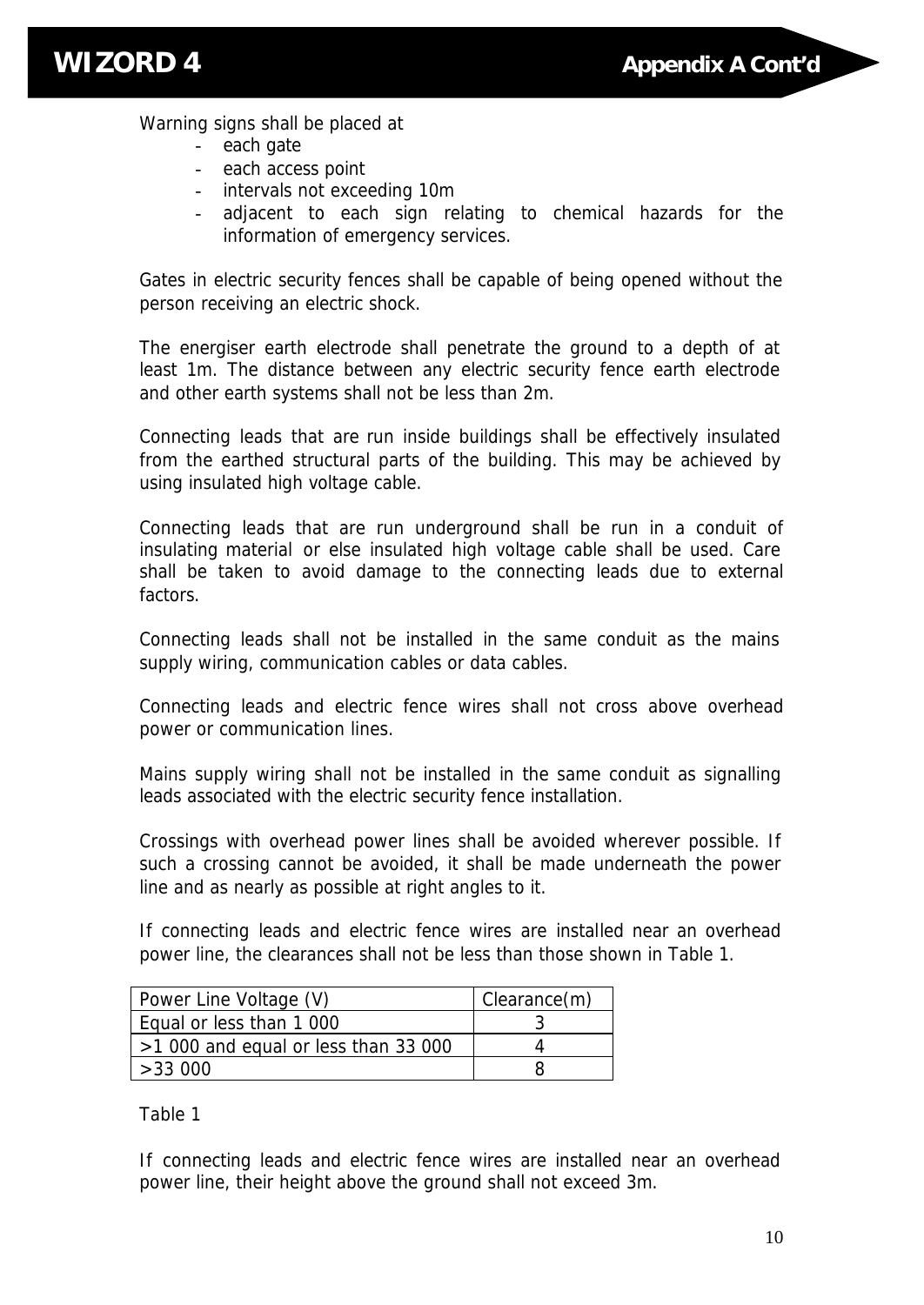Warning signs shall be placed at

- each gate
- each access point
- intervals not exceeding 10m
- adjacent to each sign relating to chemical hazards for the information of emergency services.

Gates in electric security fences shall be capable of being opened without the person receiving an electric shock.

The energiser earth electrode shall penetrate the ground to a depth of at least 1m. The distance between any electric security fence earth electrode and other earth systems shall not be less than 2m.

Connecting leads that are run inside buildings shall be effectively insulated from the earthed structural parts of the building. This may be achieved by using insulated high voltage cable.

Connecting leads that are run underground shall be run in a conduit of insulating material or else insulated high voltage cable shall be used. Care shall be taken to avoid damage to the connecting leads due to external factors.

Connecting leads shall not be installed in the same conduit as the mains supply wiring, communication cables or data cables.

Connecting leads and electric fence wires shall not cross above overhead power or communication lines.

Mains supply wiring shall not be installed in the same conduit as signalling leads associated with the electric security fence installation.

Crossings with overhead power lines shall be avoided wherever possible. If such a crossing cannot be avoided, it shall be made underneath the power line and as nearly as possible at right angles to it.

If connecting leads and electric fence wires are installed near an overhead power line, the clearances shall not be less than those shown in Table 1.

| Power Line Voltage (V) | Clearance(m) |
|---|---|
| Equal or less than 1 000 | 3 |
| >1 000 and equal or less than 33 000 | 4 |
| >33 000 | 8 |

Table 1

If connecting leads and electric fence wires are installed near an overhead power line, their height above the ground shall not exceed 3m.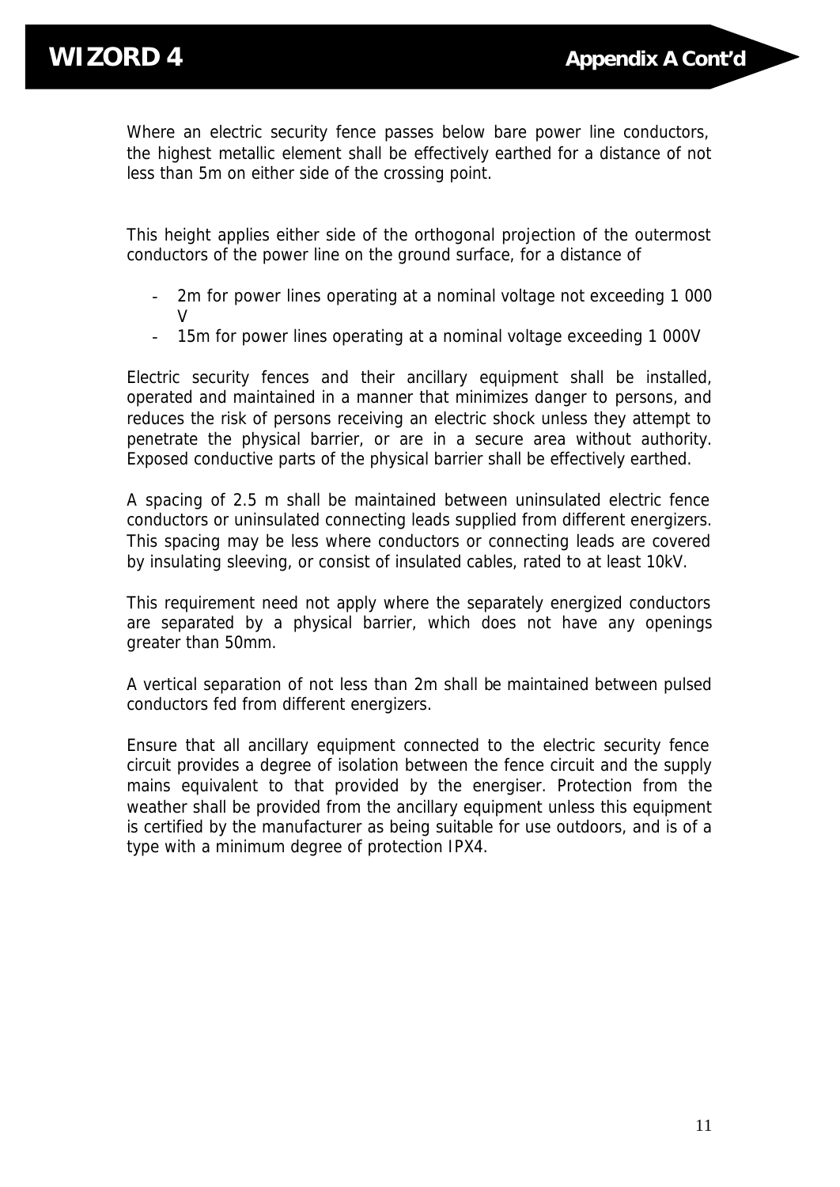Where an electric security fence passes below bare power line conductors, the highest metallic element shall be effectively earthed for a distance of not less than 5m on either side of the crossing point.

This height applies either side of the orthogonal projection of the outermost conductors of the power line on the ground surface, for a distance of

- 2m for power lines operating at a nominal voltage not exceeding 1 000 V
- 15m for power lines operating at a nominal voltage exceeding 1 000V

Electric security fences and their ancillary equipment shall be installed, operated and maintained in a manner that minimizes danger to persons, and reduces the risk of persons receiving an electric shock unless they attempt to penetrate the physical barrier, or are in a secure area without authority. Exposed conductive parts of the physical barrier shall be effectively earthed.

A spacing of 2.5 m shall be maintained between uninsulated electric fence conductors or uninsulated connecting leads supplied from different energizers. This spacing may be less where conductors or connecting leads are covered by insulating sleeving, or consist of insulated cables, rated to at least 10kV.

This requirement need not apply where the separately energized conductors are separated by a physical barrier, which does not have any openings greater than 50mm.

A vertical separation of not less than 2m shall be maintained between pulsed conductors fed from different energizers.

Ensure that all ancillary equipment connected to the electric security fence circuit provides a degree of isolation between the fence circuit and the supply mains equivalent to that provided by the energiser. Protection from the weather shall be provided from the ancillary equipment unless this equipment is certified by the manufacturer as being suitable for use outdoors, and is of a type with a minimum degree of protection IPX4.